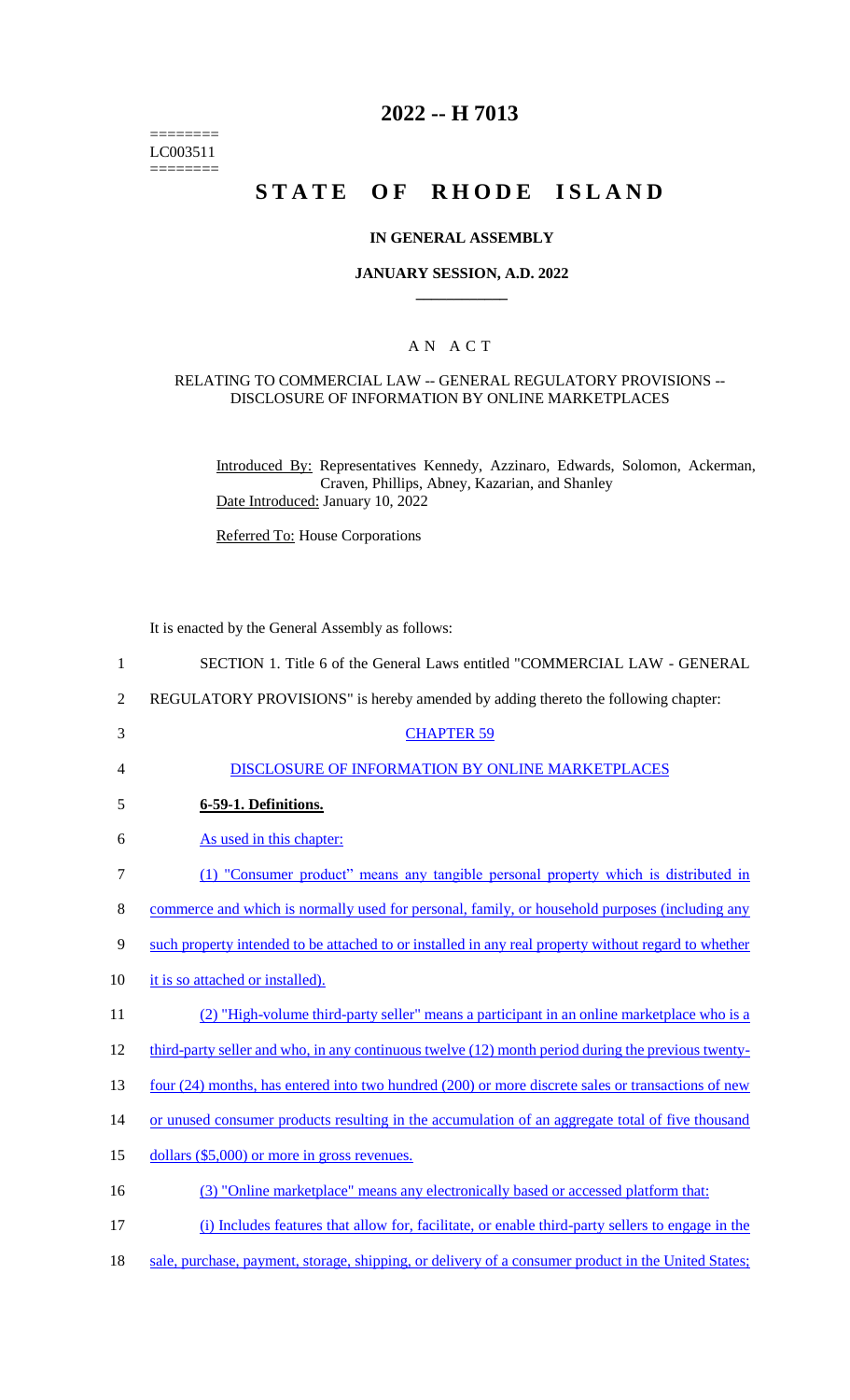======== LC003511 ========

# 2022 -- H 7013

# STATE OF RHODE ISLAND

### IN GENERAL ASSEMBLY

### JANUARY SESSION, A.D. 2022

## A N A C T

### RELATING TO COMMERCIAL LAW -- GENERAL REGULATORY PROVISIONS -- DISCLOSURE OF INFORMATION BY ONLINE MARKETPLACES

Introduced By: Representatives Kennedy, Azzinaro, Edwards, Solomon, Ackerman, Craven, Phillips, Abney, Kazarian, and Shanley

Date Introduced: January 10, 2022

Referred To: House Corporations

It is enacted by the General Assembly as follows:

1 SECTION 1. Title 6 of the General Laws entitled "COMMERCIAL LAW - GENERAL
2 REGULATORY PROVISIONS" is hereby amended by adding thereto the following chapter:

3 CHAPTER 59

4 DISCLOSURE OF INFORMATION BY ONLINE MARKETPLACES

5 **6-59-1. Definitions.**

6 As used in this chapter:

7 (1) "Consumer product" means any tangible personal property which is distributed in
8 commerce and which is normally used for personal, family, or household purposes (including any
9 such property intended to be attached to or installed in any real property without regard to whether
10 it is so attached or installed).

11 (2) "High-volume third-party seller" means a participant in an online marketplace who is a
12 third-party seller and who, in any continuous twelve (12) month period during the previous twenty-
13 four (24) months, has entered into two hundred (200) or more discrete sales or transactions of new
14 or unused consumer products resulting in the accumulation of an aggregate total of five thousand
15 dollars ($5,000) or more in gross revenues.

16 (3) "Online marketplace" means any electronically based or accessed platform that:

17 (i) Includes features that allow for, facilitate, or enable third-party sellers to engage in the
18 sale, purchase, payment, storage, shipping, or delivery of a consumer product in the United States;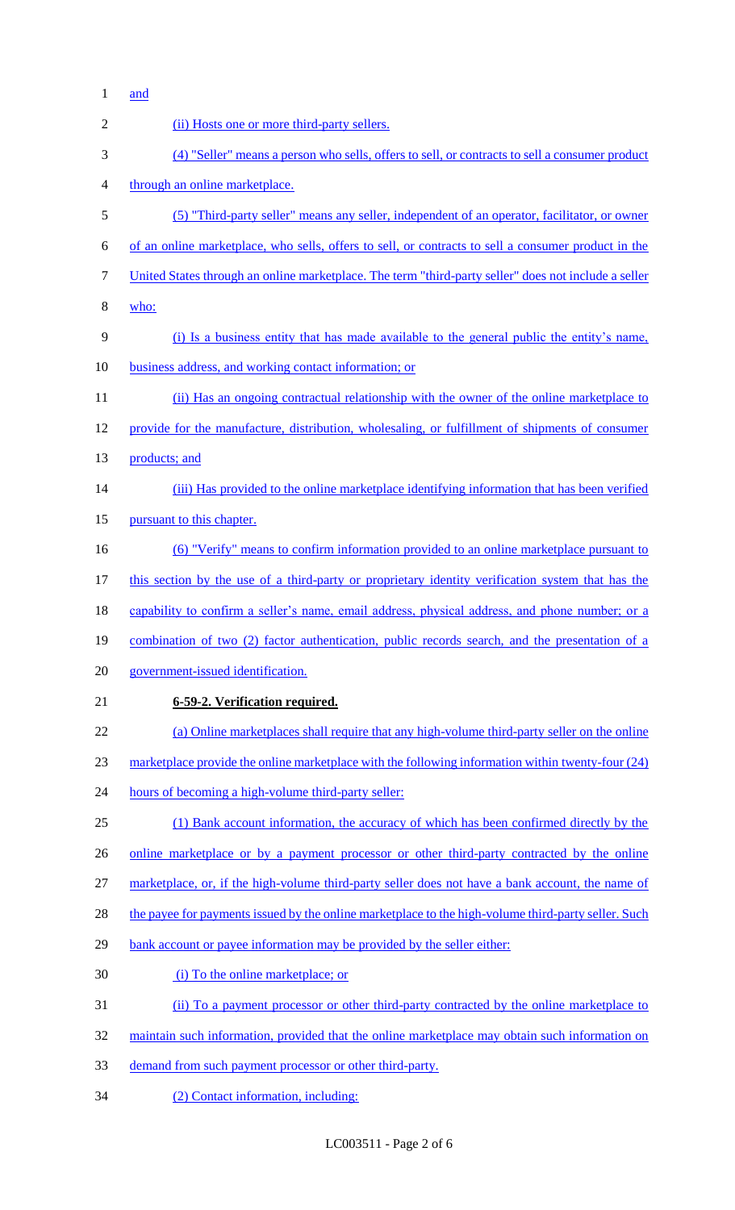and

(ii) Hosts one or more third-party sellers.

(4) "Seller" means a person who sells, offers to sell, or contracts to sell a consumer product through an online marketplace.

(5) "Third-party seller" means any seller, independent of an operator, facilitator, or owner of an online marketplace, who sells, offers to sell, or contracts to sell a consumer product in the United States through an online marketplace. The term "third-party seller" does not include a seller who:

(i) Is a business entity that has made available to the general public the entity's name, business address, and working contact information; or

(ii) Has an ongoing contractual relationship with the owner of the online marketplace to provide for the manufacture, distribution, wholesaling, or fulfillment of shipments of consumer products; and

(iii) Has provided to the online marketplace identifying information that has been verified pursuant to this chapter.

(6) "Verify" means to confirm information provided to an online marketplace pursuant to this section by the use of a third-party or proprietary identity verification system that has the capability to confirm a seller's name, email address, physical address, and phone number; or a combination of two (2) factor authentication, public records search, and the presentation of a government-issued identification.

**6-59-2. Verification required.**

(a) Online marketplaces shall require that any high-volume third-party seller on the online marketplace provide the online marketplace with the following information within twenty-four (24) hours of becoming a high-volume third-party seller:

(1) Bank account information, the accuracy of which has been confirmed directly by the online marketplace or by a payment processor or other third-party contracted by the online marketplace, or, if the high-volume third-party seller does not have a bank account, the name of the payee for payments issued by the online marketplace to the high-volume third-party seller. Such bank account or payee information may be provided by the seller either:

(i) To the online marketplace; or

(ii) To a payment processor or other third-party contracted by the online marketplace to maintain such information, provided that the online marketplace may obtain such information on demand from such payment processor or other third-party.

(2) Contact information, including: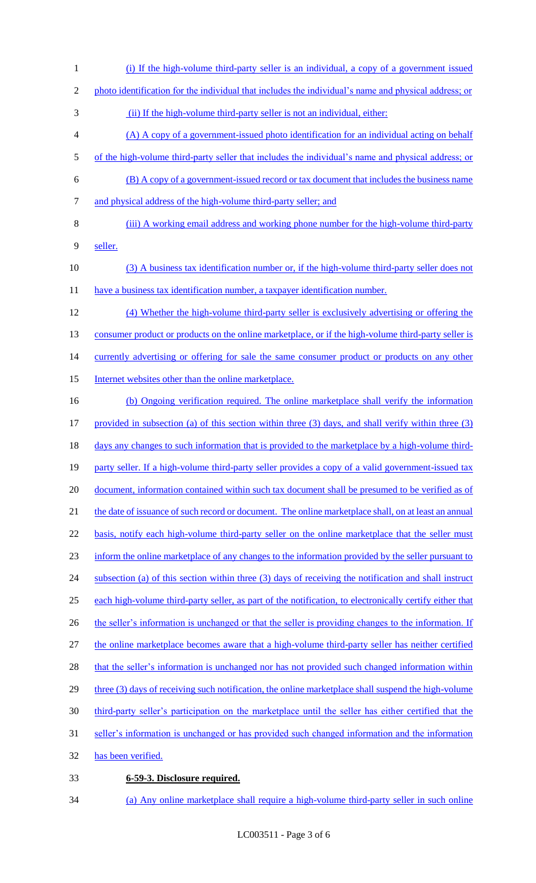(i) If the high-volume third-party seller is an individual, a copy of a government issued photo identification for the individual that includes the individual's name and physical address; or

(ii) If the high-volume third-party seller is not an individual, either:

(A) A copy of a government-issued photo identification for an individual acting on behalf of the high-volume third-party seller that includes the individual's name and physical address; or

(B) A copy of a government-issued record or tax document that includes the business name and physical address of the high-volume third-party seller; and

(iii) A working email address and working phone number for the high-volume third-party seller.

(3) A business tax identification number or, if the high-volume third-party seller does not have a business tax identification number, a taxpayer identification number.

(4) Whether the high-volume third-party seller is exclusively advertising or offering the consumer product or products on the online marketplace, or if the high-volume third-party seller is currently advertising or offering for sale the same consumer product or products on any other Internet websites other than the online marketplace.

(b) Ongoing verification required. The online marketplace shall verify the information provided in subsection (a) of this section within three (3) days, and shall verify within three (3) days any changes to such information that is provided to the marketplace by a high-volume third-party seller. If a high-volume third-party seller provides a copy of a valid government-issued tax document, information contained within such tax document shall be presumed to be verified as of the date of issuance of such record or document. The online marketplace shall, on at least an annual basis, notify each high-volume third-party seller on the online marketplace that the seller must inform the online marketplace of any changes to the information provided by the seller pursuant to subsection (a) of this section within three (3) days of receiving the notification and shall instruct each high-volume third-party seller, as part of the notification, to electronically certify either that the seller's information is unchanged or that the seller is providing changes to the information. If the online marketplace becomes aware that a high-volume third-party seller has neither certified that the seller's information is unchanged nor has not provided such changed information within three (3) days of receiving such notification, the online marketplace shall suspend the high-volume third-party seller's participation on the marketplace until the seller has either certified that the seller's information is unchanged or has provided such changed information and the information has been verified.

**6-59-3. Disclosure required.**

(a) Any online marketplace shall require a high-volume third-party seller in such online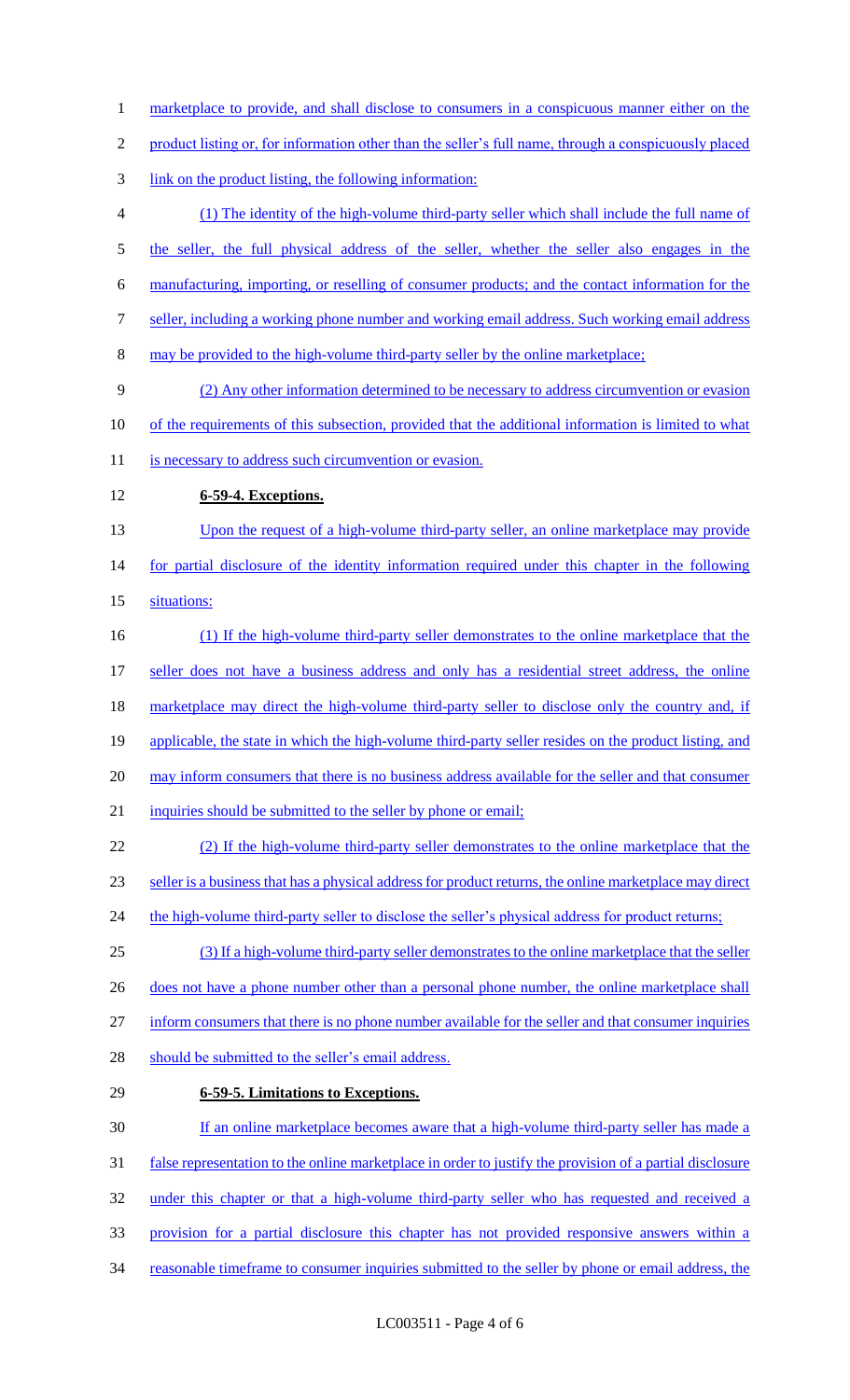marketplace to provide, and shall disclose to consumers in a conspicuous manner either on the product listing or, for information other than the seller's full name, through a conspicuously placed link on the product listing, the following information:

(1) The identity of the high-volume third-party seller which shall include the full name of the seller, the full physical address of the seller, whether the seller also engages in the manufacturing, importing, or reselling of consumer products; and the contact information for the seller, including a working phone number and working email address. Such working email address may be provided to the high-volume third-party seller by the online marketplace;

(2) Any other information determined to be necessary to address circumvention or evasion of the requirements of this subsection, provided that the additional information is limited to what is necessary to address such circumvention or evasion.

**6-59-4. Exceptions.**

Upon the request of a high-volume third-party seller, an online marketplace may provide for partial disclosure of the identity information required under this chapter in the following situations:

(1) If the high-volume third-party seller demonstrates to the online marketplace that the seller does not have a business address and only has a residential street address, the online marketplace may direct the high-volume third-party seller to disclose only the country and, if applicable, the state in which the high-volume third-party seller resides on the product listing, and may inform consumers that there is no business address available for the seller and that consumer inquiries should be submitted to the seller by phone or email;

(2) If the high-volume third-party seller demonstrates to the online marketplace that the seller is a business that has a physical address for product returns, the online marketplace may direct the high-volume third-party seller to disclose the seller's physical address for product returns;

(3) If a high-volume third-party seller demonstrates to the online marketplace that the seller does not have a phone number other than a personal phone number, the online marketplace shall inform consumers that there is no phone number available for the seller and that consumer inquiries should be submitted to the seller's email address.

**6-59-5. Limitations to Exceptions.**

If an online marketplace becomes aware that a high-volume third-party seller has made a false representation to the online marketplace in order to justify the provision of a partial disclosure under this chapter or that a high-volume third-party seller who has requested and received a provision for a partial disclosure this chapter has not provided responsive answers within a reasonable timeframe to consumer inquiries submitted to the seller by phone or email address, the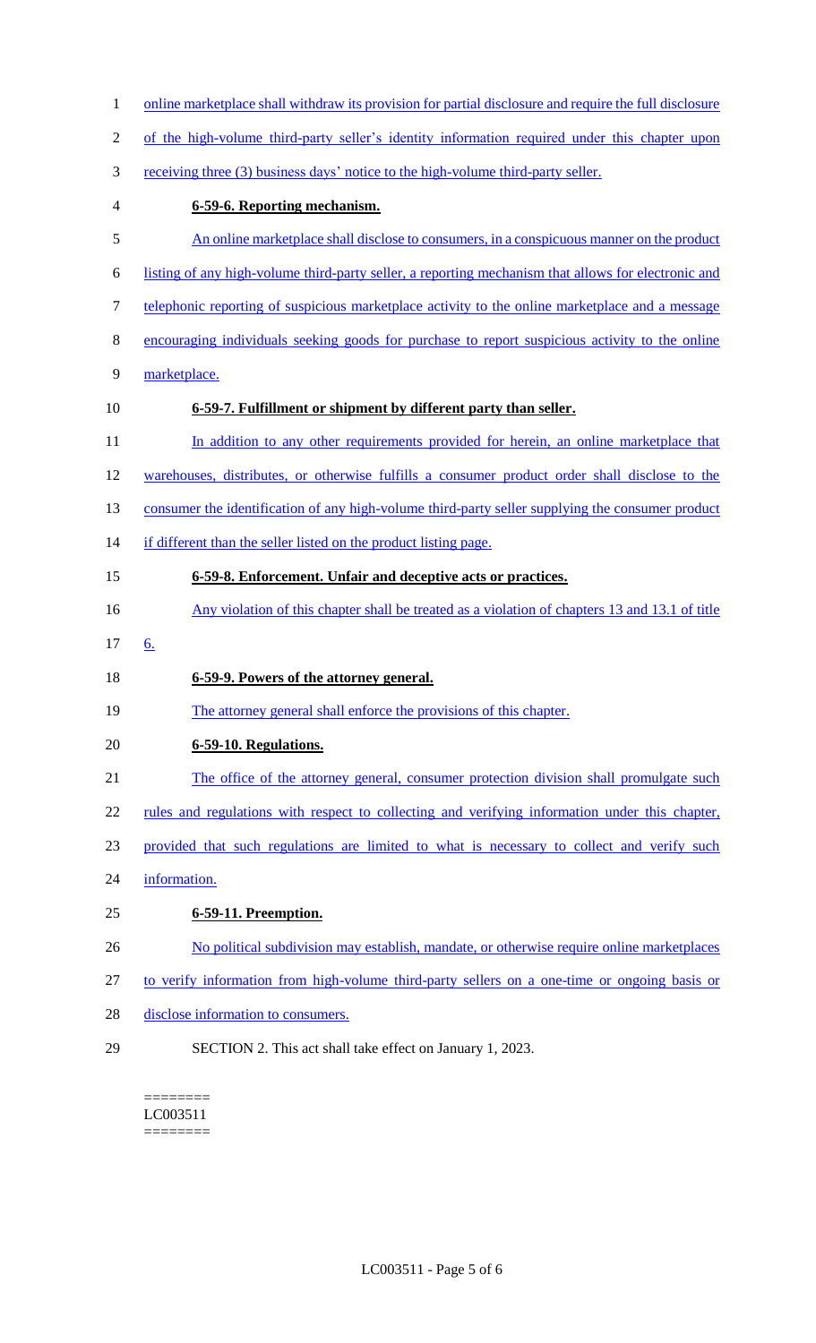online marketplace shall withdraw its provision for partial disclosure and require the full disclosure of the high-volume third-party seller's identity information required under this chapter upon receiving three (3) business days' notice to the high-volume third-party seller.

**6-59-6. Reporting mechanism.**

An online marketplace shall disclose to consumers, in a conspicuous manner on the product listing of any high-volume third-party seller, a reporting mechanism that allows for electronic and telephonic reporting of suspicious marketplace activity to the online marketplace and a message encouraging individuals seeking goods for purchase to report suspicious activity to the online marketplace.

**6-59-7. Fulfillment or shipment by different party than seller.**

In addition to any other requirements provided for herein, an online marketplace that warehouses, distributes, or otherwise fulfills a consumer product order shall disclose to the consumer the identification of any high-volume third-party seller supplying the consumer product if different than the seller listed on the product listing page.

**6-59-8. Enforcement. Unfair and deceptive acts or practices.**

Any violation of this chapter shall be treated as a violation of chapters 13 and 13.1 of title 6.

**6-59-9. Powers of the attorney general.**

The attorney general shall enforce the provisions of this chapter.

**6-59-10. Regulations.**

The office of the attorney general, consumer protection division shall promulgate such rules and regulations with respect to collecting and verifying information under this chapter, provided that such regulations are limited to what is necessary to collect and verify such information.

**6-59-11. Preemption.**

No political subdivision may establish, mandate, or otherwise require online marketplaces to verify information from high-volume third-party sellers on a one-time or ongoing basis or disclose information to consumers.

SECTION 2. This act shall take effect on January 1, 2023.

========
LC003511
========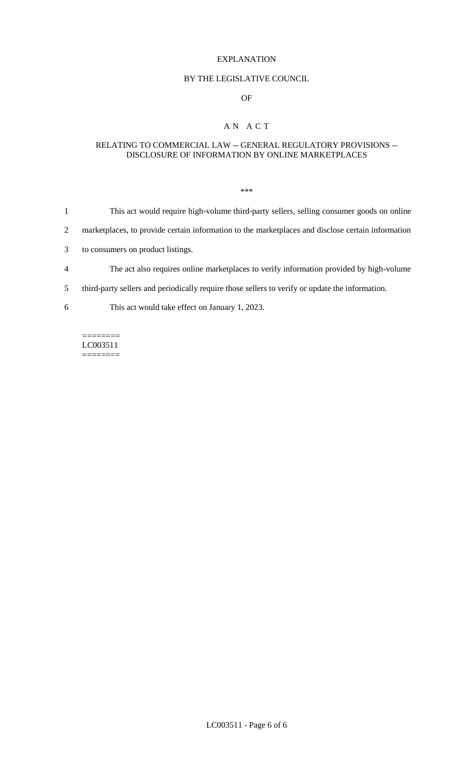EXPLANATION

BY THE LEGISLATIVE COUNCIL

OF

A N A C T

RELATING TO COMMERCIAL LAW -- GENERAL REGULATORY PROVISIONS -- DISCLOSURE OF INFORMATION BY ONLINE MARKETPLACES

\*\*\*

1 This act would require high-volume third-party sellers, selling consumer goods on online
2 marketplaces, to provide certain information to the marketplaces and disclose certain information
3 to consumers on product listings.
4 The act also requires online marketplaces to verify information provided by high-volume
5 third-party sellers and periodically require those sellers to verify or update the information.
6 This act would take effect on January 1, 2023.

========
LC003511
========